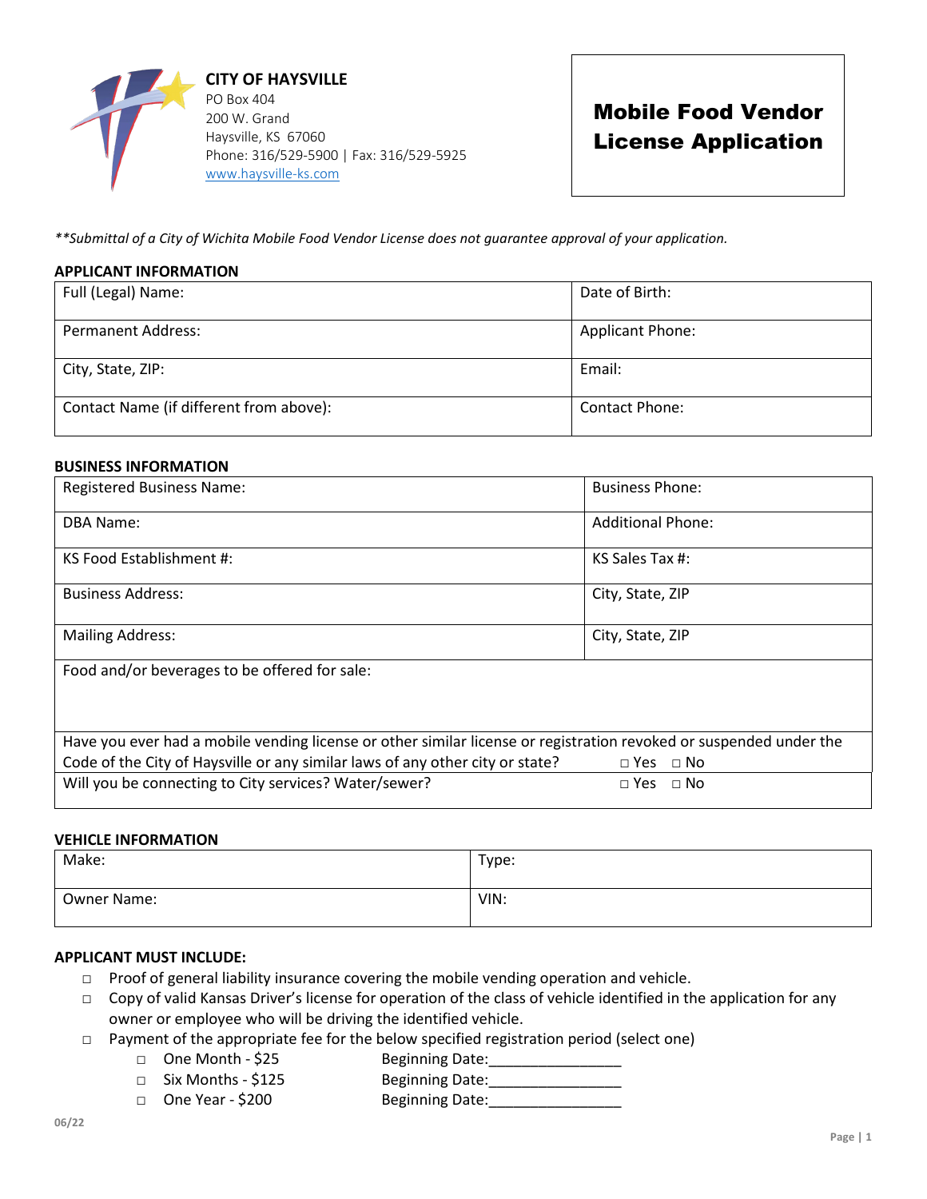**CITY OF HAYSVILLE**
PO Box 404
200 W. Grand
Haysville, KS 67060
Phone: 316/529-5900 | Fax: 316/529-5925
www.haysville-ks.com

# Mobile Food Vendor License Application

*\*\*Submittal of a City of Wichita Mobile Food Vendor License does not guarantee approval of your application.*

## APPLICANT INFORMATION

| | |
|---|---|
| Full (Legal) Name: | Date of Birth: |
| Permanent Address: | Applicant Phone: |
| City, State, ZIP: | Email: |
| Contact Name (if different from above): | Contact Phone: |

## BUSINESS INFORMATION

| | |
|---|---|
| Registered Business Name: | Business Phone: |
| DBA Name: | Additional Phone: |
| KS Food Establishment #: | KS Sales Tax #: |
| Business Address: | City, State, ZIP |
| Mailing Address: | City, State, ZIP |
| Food and/or beverages to be offered for sale: | |
| Have you ever had a mobile vending license or other similar license or registration revoked or suspended under the Code of the City of Haysville or any similar laws of any other city or state? | □ Yes □ No |
| Will you be connecting to City services? Water/sewer? | □ Yes □ No |

## VEHICLE INFORMATION

| | |
|---|---|
| Make: | Type: |
| Owner Name: | VIN: |

## APPLICANT MUST INCLUDE:

- □ Proof of general liability insurance covering the mobile vending operation and vehicle.
- □ Copy of valid Kansas Driver's license for operation of the class of vehicle identified in the application for any owner or employee who will be driving the identified vehicle.
- □ Payment of the appropriate fee for the below specified registration period (select one)
  - □ One Month - $25 Beginning Date:________________
  - □ Six Months - $125 Beginning Date:________________
  - □ One Year - $200 Beginning Date:________________

06/22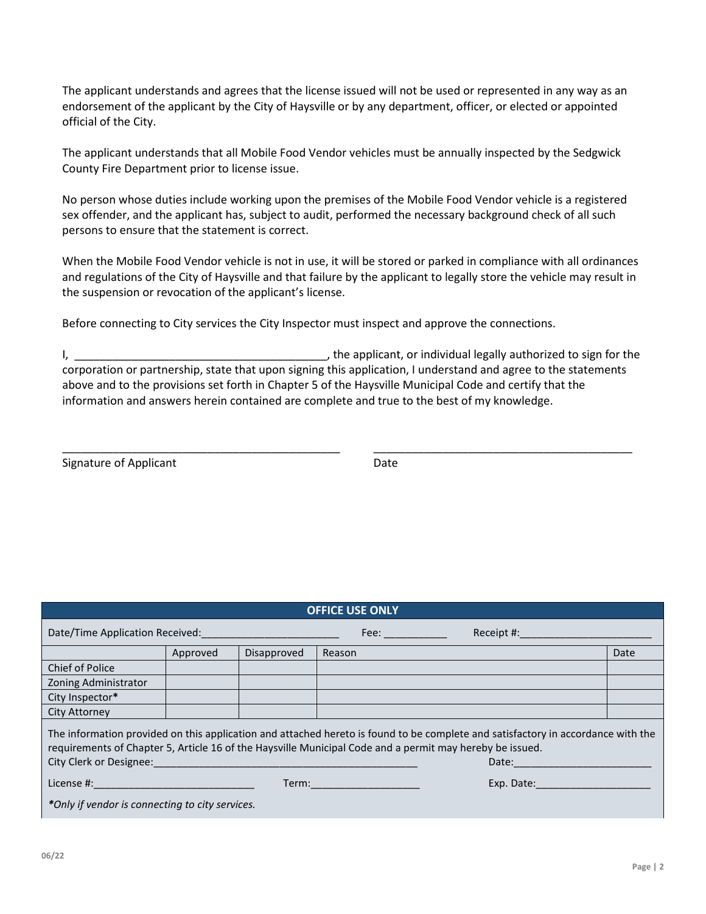The applicant understands and agrees that the license issued will not be used or represented in any way as an endorsement of the applicant by the City of Haysville or by any department, officer, or elected or appointed official of the City.

The applicant understands that all Mobile Food Vendor vehicles must be annually inspected by the Sedgwick County Fire Department prior to license issue.

No person whose duties include working upon the premises of the Mobile Food Vendor vehicle is a registered sex offender, and the applicant has, subject to audit, performed the necessary background check of all such persons to ensure that the statement is correct.

When the Mobile Food Vendor vehicle is not in use, it will be stored or parked in compliance with all ordinances and regulations of the City of Haysville and that failure by the applicant to legally store the vehicle may result in the suspension or revocation of the applicant's license.

Before connecting to City services the City Inspector must inspect and approve the connections.

I, ________________________________________, the applicant, or individual legally authorized to sign for the corporation or partnership, state that upon signing this application, I understand and agree to the statements above and to the provisions set forth in Chapter 5 of the Haysville Municipal Code and certify that the information and answers herein contained are complete and true to the best of my knowledge.

_____________________________________________ _________________________________________

Signature of Applicant Date

**OFFICE USE ONLY**

Date/Time Application Received:________________________ Fee: ___________ Receipt #:______________________

| | Approved | Disapproved | Reason | Date |
|---|---|---|---|---|
| Chief of Police | | | | |
| Zoning Administrator | | | | |
| City Inspector* | | | | |
| City Attorney | | | | |

The information provided on this application and attached hereto is found to be complete and satisfactory in accordance with the requirements of Chapter 5, Article 16 of the Haysville Municipal Code and a permit may hereby be issued.

City Clerk or Designee:_______________________________________________ Date:________________________

License #:____________________________ Term:__________________ Exp. Date:____________________

*\*Only if vendor is connecting to city services.*

06/22